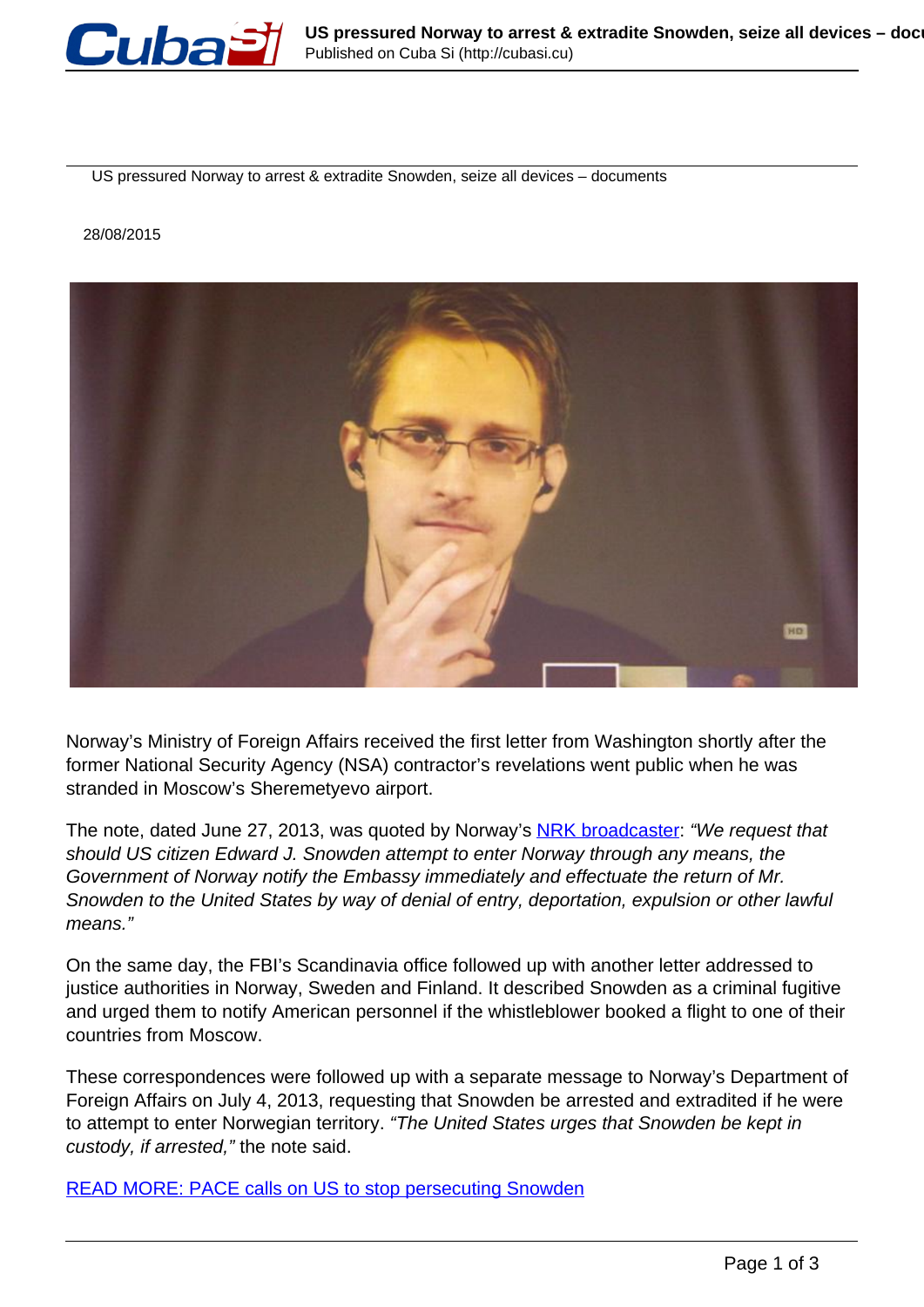US pressured Norway to arrest & extradite Snowden, seize all devices – documents

28/08/2015

Norway's Ministry of Foreign Affairs received the first letter from Washington shortly after the former National Security Agency (NSA) contractor's revelations went public when he was stranded in Moscow's Sheremetyevo airport.

The note, dated June 27, 2013, was quoted by Norway's [NRK broadcaster]: *"We request that should US citizen Edward J. Snowden attempt to enter Norway through any means, the Government of Norway notify the Embassy immediately and effectuate the return of Mr. Snowden to the United States by way of denial of entry, deportation, expulsion or other lawful means."*

On the same day, the FBI's Scandinavia office followed up with another letter addressed to justice authorities in Norway, Sweden and Finland. It described Snowden as a criminal fugitive and urged them to notify American personnel if the whistleblower booked a flight to one of their countries from Moscow.

These correspondences were followed up with a separate message to Norway's Department of Foreign Affairs on July 4, 2013, requesting that Snowden be arrested and extradited if he were to attempt to enter Norwegian territory. *"The United States urges that Snowden be kept in custody, if arrested,"* the note said.

[READ MORE: PACE calls on US to stop persecuting Snowden]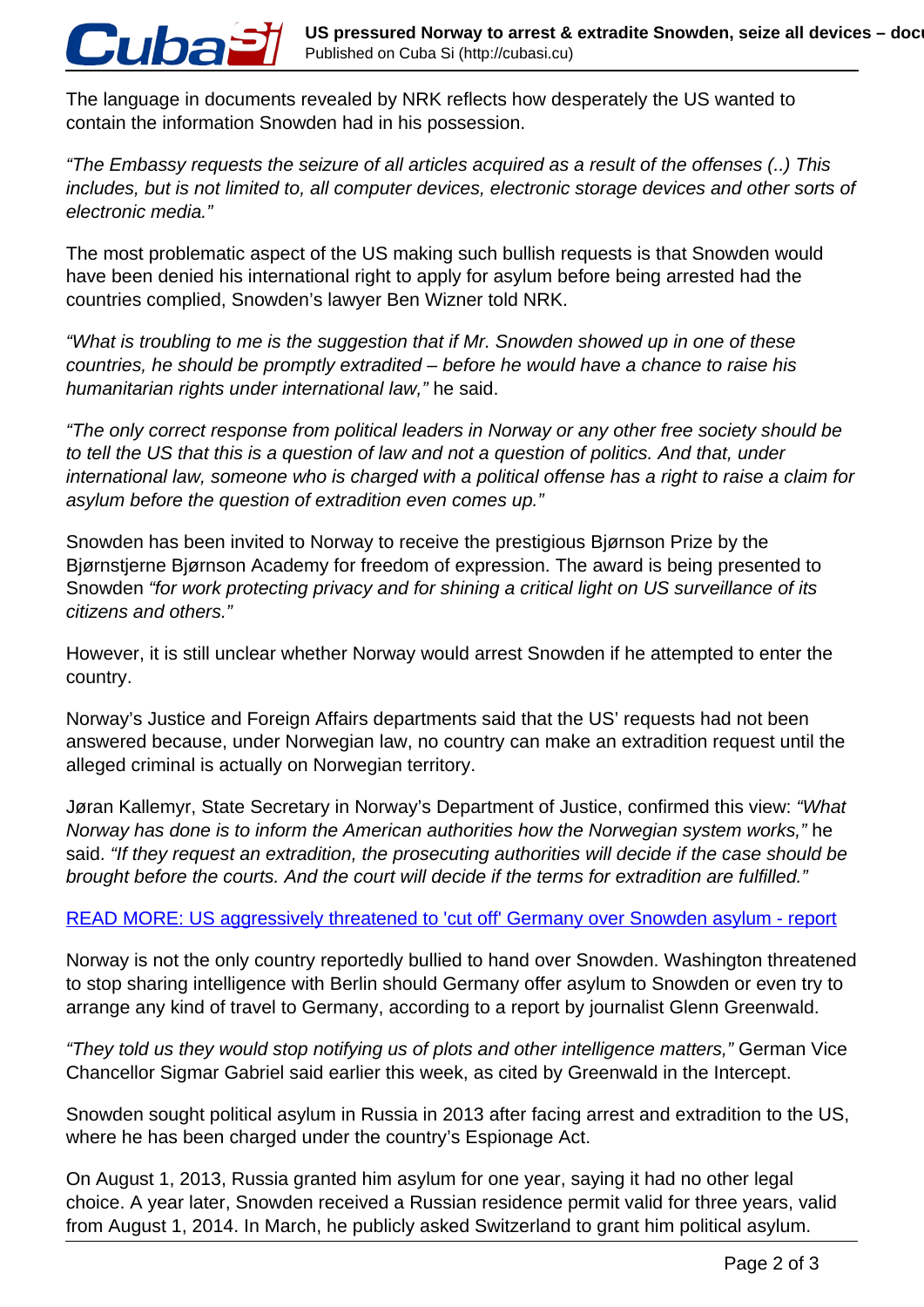The language in documents revealed by NRK reflects how desperately the US wanted to contain the information Snowden had in his possession.

*"The Embassy requests the seizure of all articles acquired as a result of the offenses (..) This includes, but is not limited to, all computer devices, electronic storage devices and other sorts of electronic media."*

The most problematic aspect of the US making such bullish requests is that Snowden would have been denied his international right to apply for asylum before being arrested had the countries complied, Snowden's lawyer Ben Wizner told NRK.

*"What is troubling to me is the suggestion that if Mr. Snowden showed up in one of these countries, he should be promptly extradited – before he would have a chance to raise his humanitarian rights under international law,"* he said.

*"The only correct response from political leaders in Norway or any other free society should be to tell the US that this is a question of law and not a question of politics. And that, under international law, someone who is charged with a political offense has a right to raise a claim for asylum before the question of extradition even comes up."*

Snowden has been invited to Norway to receive the prestigious Bjørnson Prize by the Bjørnstjerne Bjørnson Academy for freedom of expression. The award is being presented to Snowden *"for work protecting privacy and for shining a critical light on US surveillance of its citizens and others."*

However, it is still unclear whether Norway would arrest Snowden if he attempted to enter the country.

Norway's Justice and Foreign Affairs departments said that the US' requests had not been answered because, under Norwegian law, no country can make an extradition request until the alleged criminal is actually on Norwegian territory.

Jøran Kallemyr, State Secretary in Norway's Department of Justice, confirmed this view: *"What Norway has done is to inform the American authorities how the Norwegian system works,"* he said. *"If they request an extradition, the prosecuting authorities will decide if the case should be brought before the courts. And the court will decide if the terms for extradition are fulfilled."*

READ MORE: US aggressively threatened to 'cut off' Germany over Snowden asylum - report

Norway is not the only country reportedly bullied to hand over Snowden. Washington threatened to stop sharing intelligence with Berlin should Germany offer asylum to Snowden or even try to arrange any kind of travel to Germany, according to a report by journalist Glenn Greenwald.

*"They told us they would stop notifying us of plots and other intelligence matters,"* German Vice Chancellor Sigmar Gabriel said earlier this week, as cited by Greenwald in the Intercept.

Snowden sought political asylum in Russia in 2013 after facing arrest and extradition to the US, where he has been charged under the country's Espionage Act.

On August 1, 2013, Russia granted him asylum for one year, saying it had no other legal choice. A year later, Snowden received a Russian residence permit valid for three years, valid from August 1, 2014. In March, he publicly asked Switzerland to grant him political asylum.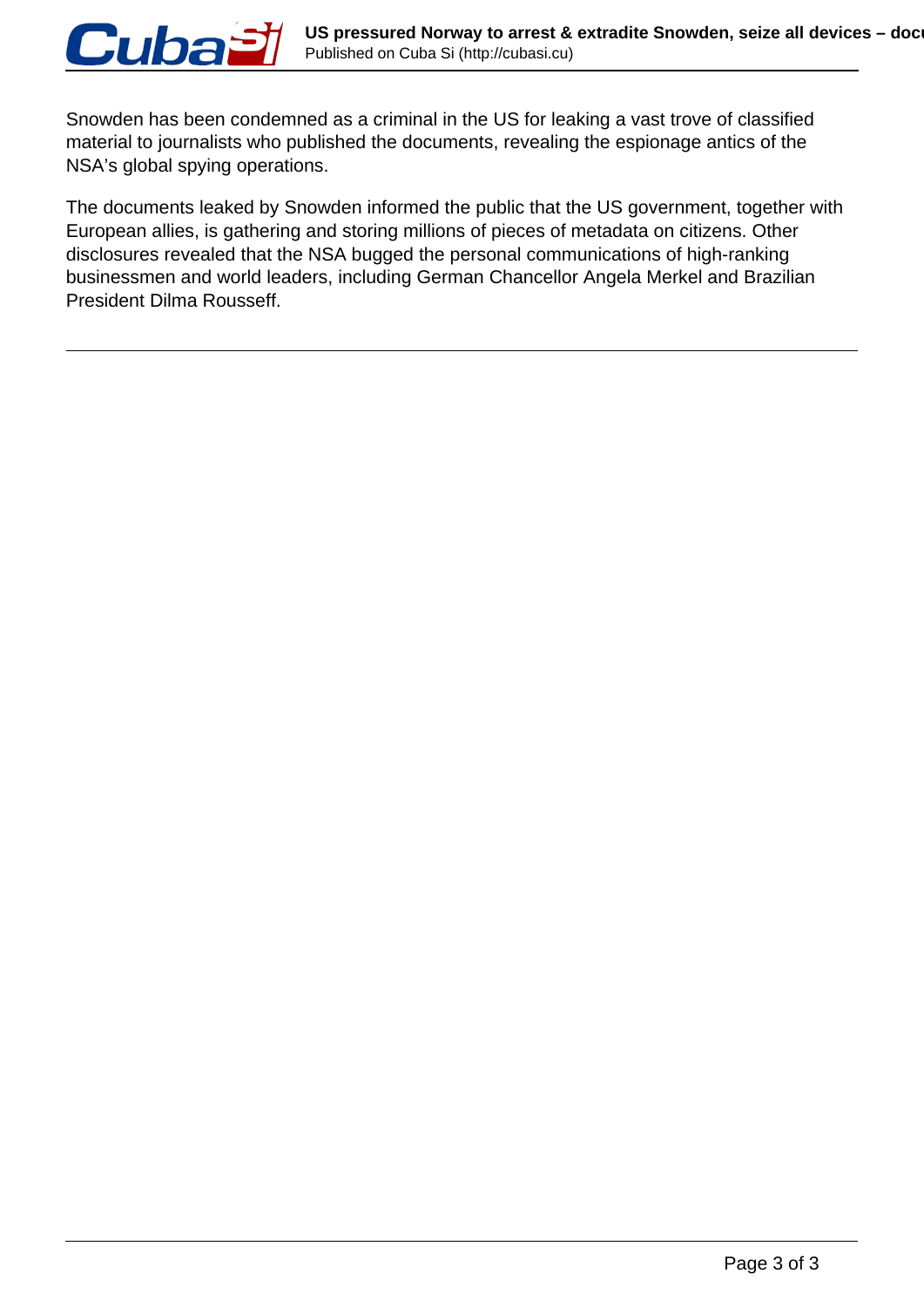Snowden has been condemned as a criminal in the US for leaking a vast trove of classified material to journalists who published the documents, revealing the espionage antics of the NSA's global spying operations.

The documents leaked by Snowden informed the public that the US government, together with European allies, is gathering and storing millions of pieces of metadata on citizens. Other disclosures revealed that the NSA bugged the personal communications of high-ranking businessmen and world leaders, including German Chancellor Angela Merkel and Brazilian President Dilma Rousseff.